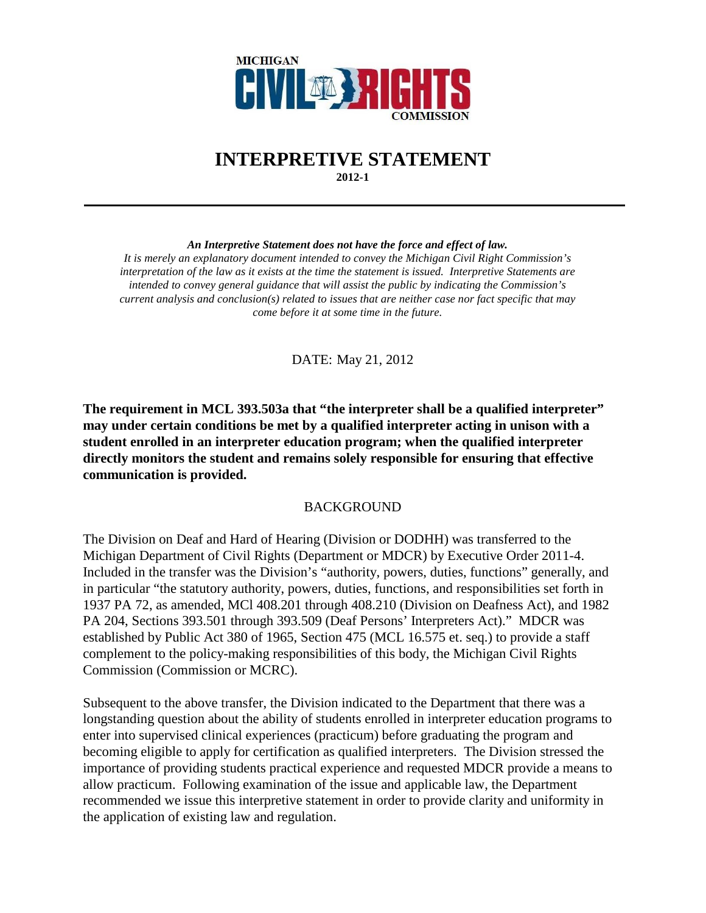MICHIGAN CIVIL RIGHTS COMMISSION

# INTERPRETIVE STATEMENT

**2012-1**

***An Interpretive Statement does not have the force and effect of law.***

*It is merely an explanatory document intended to convey the Michigan Civil Right Commission's interpretation of the law as it exists at the time the statement is issued. Interpretive Statements are intended to convey general guidance that will assist the public by indicating the Commission's current analysis and conclusion(s) related to issues that are neither case nor fact specific that may come before it at some time in the future.*

DATE: May 21, 2012

**The requirement in MCL 393.503a that "the interpreter shall be a qualified interpreter" may under certain conditions be met by a qualified interpreter acting in unison with a student enrolled in an interpreter education program; when the qualified interpreter directly monitors the student and remains solely responsible for ensuring that effective communication is provided.**

## BACKGROUND

The Division on Deaf and Hard of Hearing (Division or DODHH) was transferred to the Michigan Department of Civil Rights (Department or MDCR) by Executive Order 2011-4. Included in the transfer was the Division's "authority, powers, duties, functions" generally, and in particular "the statutory authority, powers, duties, functions, and responsibilities set forth in 1937 PA 72, as amended, MCl 408.201 through 408.210 (Division on Deafness Act), and 1982 PA 204, Sections 393.501 through 393.509 (Deaf Persons' Interpreters Act)." MDCR was established by Public Act 380 of 1965, Section 475 (MCL 16.575 et. seq.) to provide a staff complement to the policy-making responsibilities of this body, the Michigan Civil Rights Commission (Commission or MCRC).

Subsequent to the above transfer, the Division indicated to the Department that there was a longstanding question about the ability of students enrolled in interpreter education programs to enter into supervised clinical experiences (practicum) before graduating the program and becoming eligible to apply for certification as qualified interpreters. The Division stressed the importance of providing students practical experience and requested MDCR provide a means to allow practicum. Following examination of the issue and applicable law, the Department recommended we issue this interpretive statement in order to provide clarity and uniformity in the application of existing law and regulation.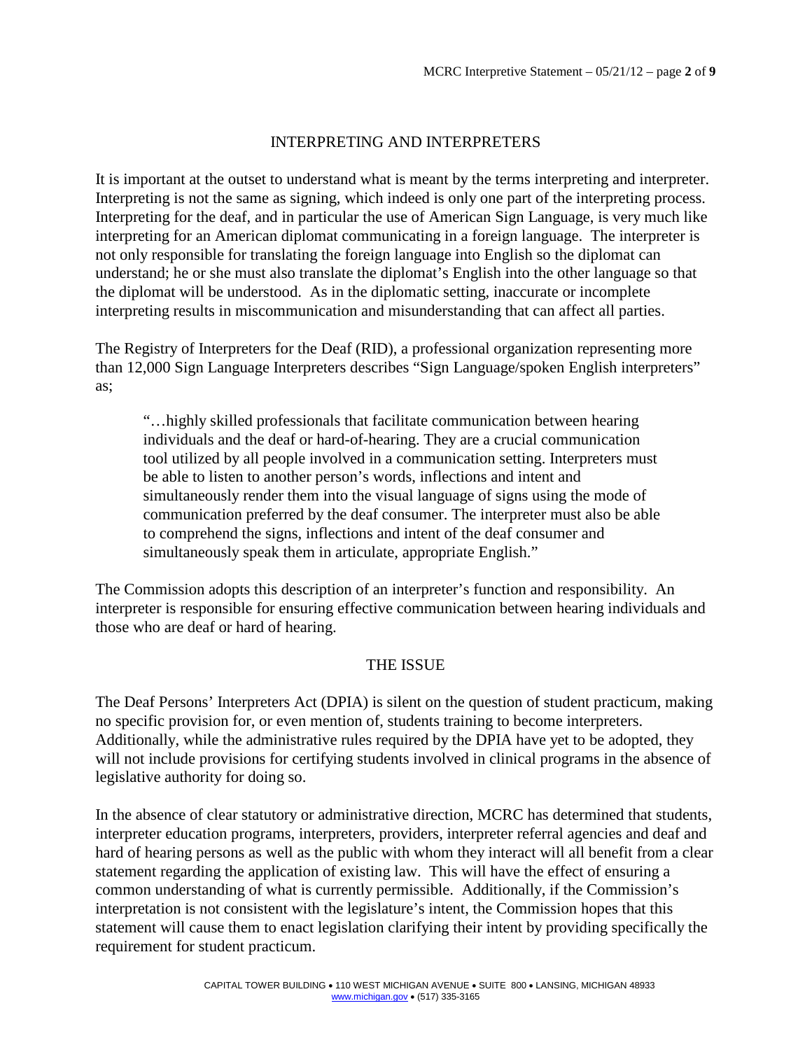## INTERPRETING AND INTERPRETERS

It is important at the outset to understand what is meant by the terms interpreting and interpreter. Interpreting is not the same as signing, which indeed is only one part of the interpreting process. Interpreting for the deaf, and in particular the use of American Sign Language, is very much like interpreting for an American diplomat communicating in a foreign language. The interpreter is not only responsible for translating the foreign language into English so the diplomat can understand; he or she must also translate the diplomat's English into the other language so that the diplomat will be understood. As in the diplomatic setting, inaccurate or incomplete interpreting results in miscommunication and misunderstanding that can affect all parties.

The Registry of Interpreters for the Deaf (RID), a professional organization representing more than 12,000 Sign Language Interpreters describes "Sign Language/spoken English interpreters" as;

> "…highly skilled professionals that facilitate communication between hearing individuals and the deaf or hard-of-hearing. They are a crucial communication tool utilized by all people involved in a communication setting. Interpreters must be able to listen to another person's words, inflections and intent and simultaneously render them into the visual language of signs using the mode of communication preferred by the deaf consumer. The interpreter must also be able to comprehend the signs, inflections and intent of the deaf consumer and simultaneously speak them in articulate, appropriate English."

The Commission adopts this description of an interpreter's function and responsibility. An interpreter is responsible for ensuring effective communication between hearing individuals and those who are deaf or hard of hearing.

## THE ISSUE

The Deaf Persons' Interpreters Act (DPIA) is silent on the question of student practicum, making no specific provision for, or even mention of, students training to become interpreters. Additionally, while the administrative rules required by the DPIA have yet to be adopted, they will not include provisions for certifying students involved in clinical programs in the absence of legislative authority for doing so.

In the absence of clear statutory or administrative direction, MCRC has determined that students, interpreter education programs, interpreters, providers, interpreter referral agencies and deaf and hard of hearing persons as well as the public with whom they interact will all benefit from a clear statement regarding the application of existing law. This will have the effect of ensuring a common understanding of what is currently permissible. Additionally, if the Commission's interpretation is not consistent with the legislature's intent, the Commission hopes that this statement will cause them to enact legislation clarifying their intent by providing specifically the requirement for student practicum.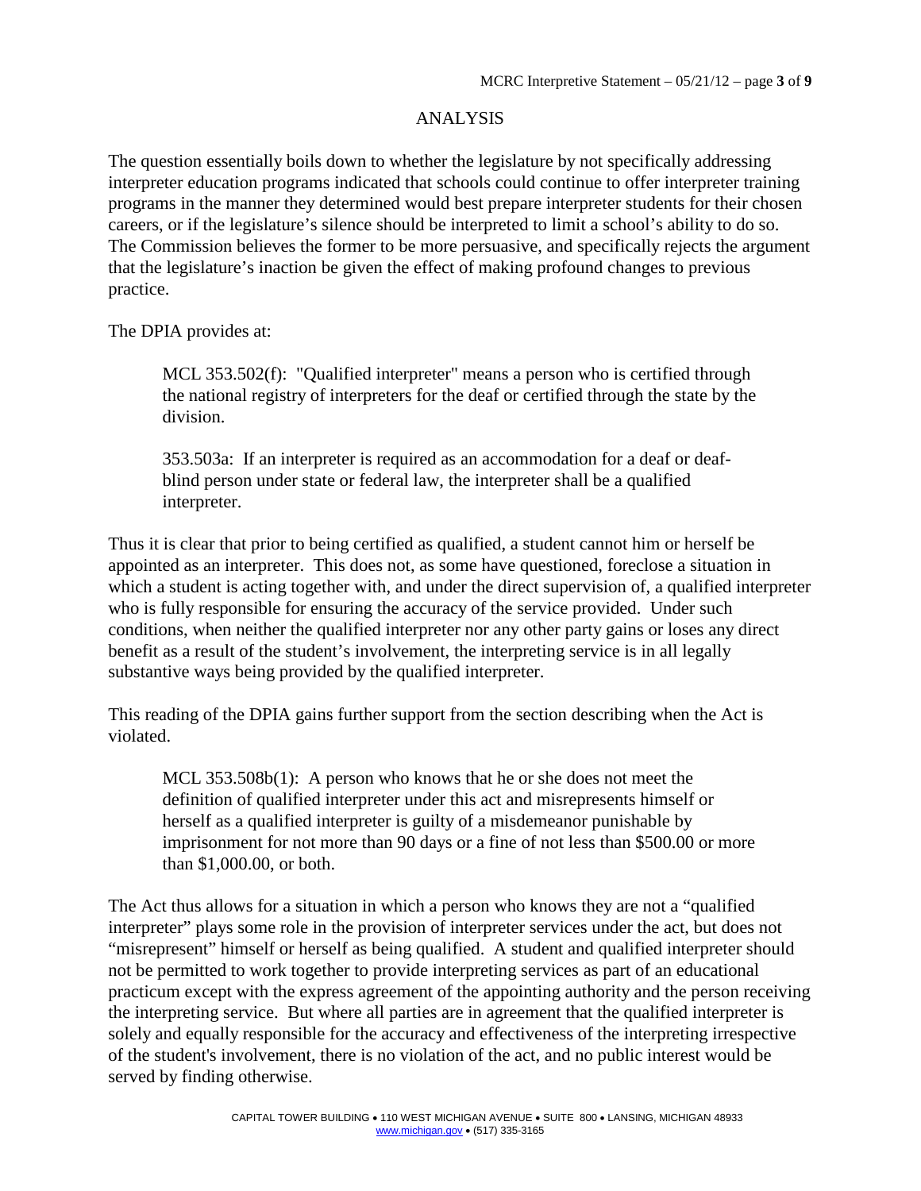## ANALYSIS

The question essentially boils down to whether the legislature by not specifically addressing interpreter education programs indicated that schools could continue to offer interpreter training programs in the manner they determined would best prepare interpreter students for their chosen careers, or if the legislature's silence should be interpreted to limit a school's ability to do so. The Commission believes the former to be more persuasive, and specifically rejects the argument that the legislature's inaction be given the effect of making profound changes to previous practice.

The DPIA provides at:

> MCL 353.502(f): "Qualified interpreter" means a person who is certified through the national registry of interpreters for the deaf or certified through the state by the division.
>
> 353.503a: If an interpreter is required as an accommodation for a deaf or deaf-blind person under state or federal law, the interpreter shall be a qualified interpreter.

Thus it is clear that prior to being certified as qualified, a student cannot him or herself be appointed as an interpreter. This does not, as some have questioned, foreclose a situation in which a student is acting together with, and under the direct supervision of, a qualified interpreter who is fully responsible for ensuring the accuracy of the service provided. Under such conditions, when neither the qualified interpreter nor any other party gains or loses any direct benefit as a result of the student's involvement, the interpreting service is in all legally substantive ways being provided by the qualified interpreter.

This reading of the DPIA gains further support from the section describing when the Act is violated.

> MCL 353.508b(1): A person who knows that he or she does not meet the definition of qualified interpreter under this act and misrepresents himself or herself as a qualified interpreter is guilty of a misdemeanor punishable by imprisonment for not more than 90 days or a fine of not less than $500.00 or more than $1,000.00, or both.

The Act thus allows for a situation in which a person who knows they are not a "qualified interpreter" plays some role in the provision of interpreter services under the act, but does not "misrepresent" himself or herself as being qualified. A student and qualified interpreter should not be permitted to work together to provide interpreting services as part of an educational practicum except with the express agreement of the appointing authority and the person receiving the interpreting service. But where all parties are in agreement that the qualified interpreter is solely and equally responsible for the accuracy and effectiveness of the interpreting irrespective of the student's involvement, there is no violation of the act, and no public interest would be served by finding otherwise.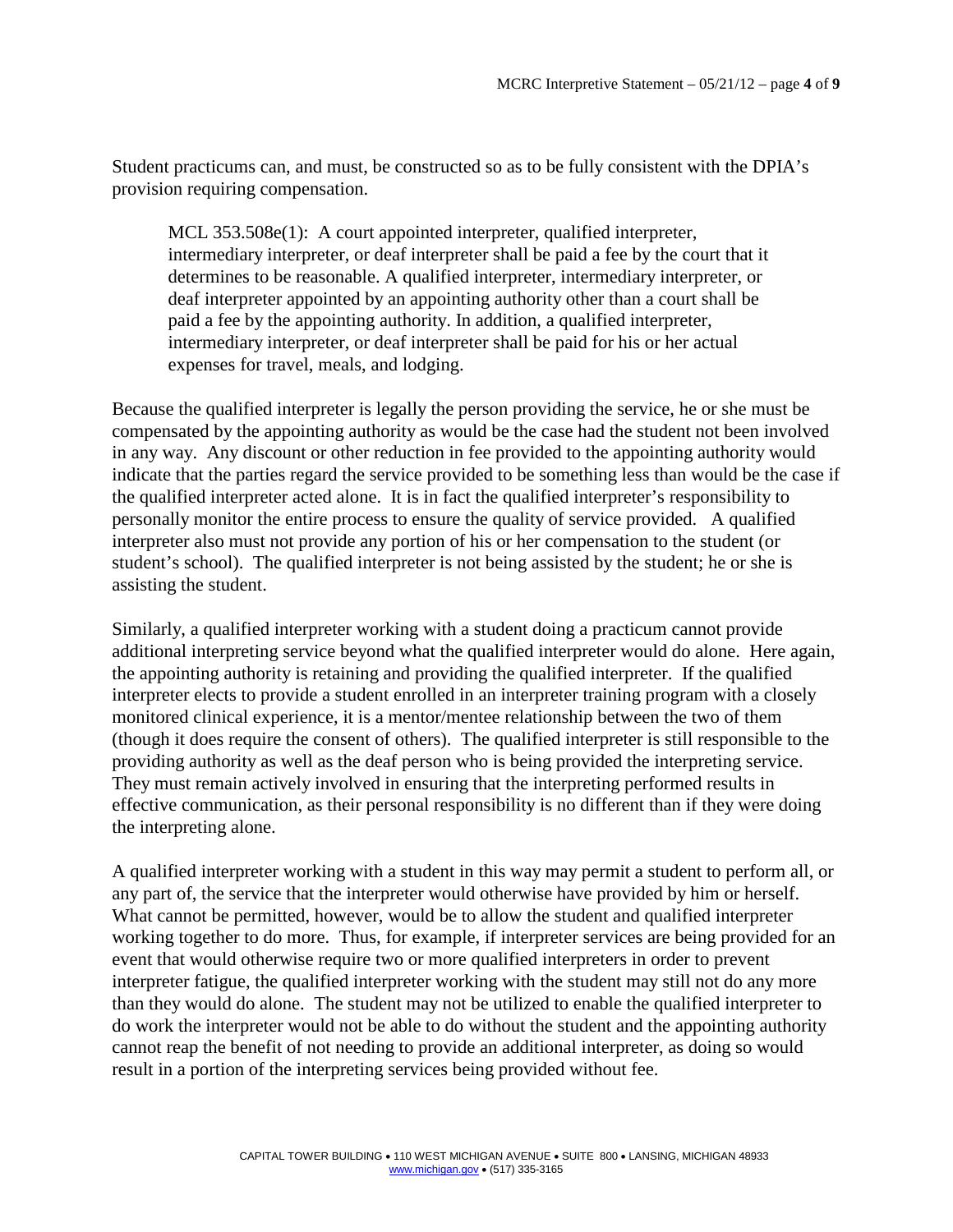Student practicums can, and must, be constructed so as to be fully consistent with the DPIA's provision requiring compensation.

> MCL 353.508e(1): A court appointed interpreter, qualified interpreter, intermediary interpreter, or deaf interpreter shall be paid a fee by the court that it determines to be reasonable. A qualified interpreter, intermediary interpreter, or deaf interpreter appointed by an appointing authority other than a court shall be paid a fee by the appointing authority. In addition, a qualified interpreter, intermediary interpreter, or deaf interpreter shall be paid for his or her actual expenses for travel, meals, and lodging.

Because the qualified interpreter is legally the person providing the service, he or she must be compensated by the appointing authority as would be the case had the student not been involved in any way. Any discount or other reduction in fee provided to the appointing authority would indicate that the parties regard the service provided to be something less than would be the case if the qualified interpreter acted alone. It is in fact the qualified interpreter's responsibility to personally monitor the entire process to ensure the quality of service provided. A qualified interpreter also must not provide any portion of his or her compensation to the student (or student's school). The qualified interpreter is not being assisted by the student; he or she is assisting the student.

Similarly, a qualified interpreter working with a student doing a practicum cannot provide additional interpreting service beyond what the qualified interpreter would do alone. Here again, the appointing authority is retaining and providing the qualified interpreter. If the qualified interpreter elects to provide a student enrolled in an interpreter training program with a closely monitored clinical experience, it is a mentor/mentee relationship between the two of them (though it does require the consent of others). The qualified interpreter is still responsible to the providing authority as well as the deaf person who is being provided the interpreting service. They must remain actively involved in ensuring that the interpreting performed results in effective communication, as their personal responsibility is no different than if they were doing the interpreting alone.

A qualified interpreter working with a student in this way may permit a student to perform all, or any part of, the service that the interpreter would otherwise have provided by him or herself. What cannot be permitted, however, would be to allow the student and qualified interpreter working together to do more. Thus, for example, if interpreter services are being provided for an event that would otherwise require two or more qualified interpreters in order to prevent interpreter fatigue, the qualified interpreter working with the student may still not do any more than they would do alone. The student may not be utilized to enable the qualified interpreter to do work the interpreter would not be able to do without the student and the appointing authority cannot reap the benefit of not needing to provide an additional interpreter, as doing so would result in a portion of the interpreting services being provided without fee.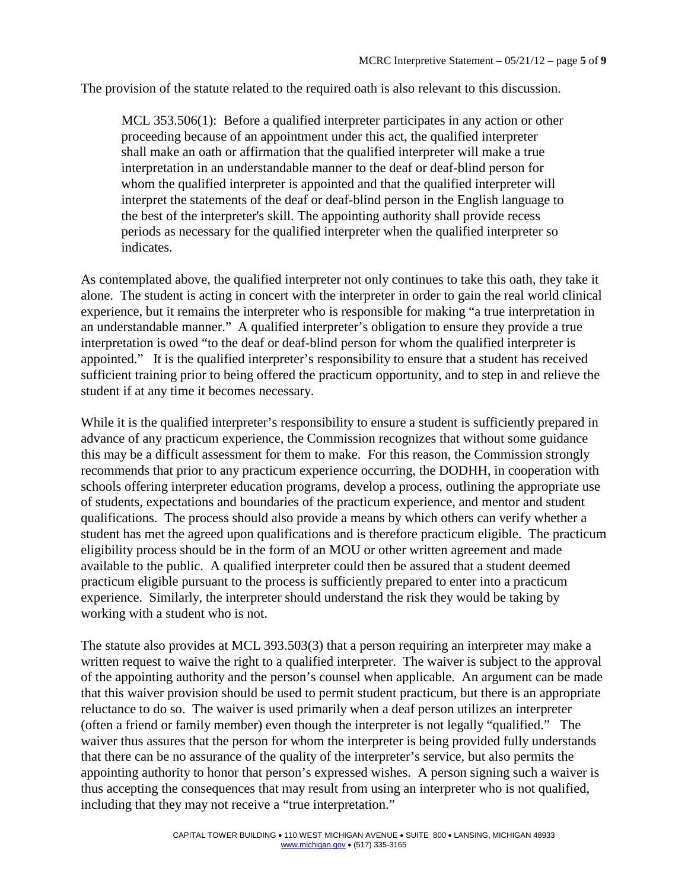The provision of the statute related to the required oath is also relevant to this discussion.

> MCL 353.506(1): Before a qualified interpreter participates in any action or other proceeding because of an appointment under this act, the qualified interpreter shall make an oath or affirmation that the qualified interpreter will make a true interpretation in an understandable manner to the deaf or deaf-blind person for whom the qualified interpreter is appointed and that the qualified interpreter will interpret the statements of the deaf or deaf-blind person in the English language to the best of the interpreter's skill. The appointing authority shall provide recess periods as necessary for the qualified interpreter when the qualified interpreter so indicates.

As contemplated above, the qualified interpreter not only continues to take this oath, they take it alone. The student is acting in concert with the interpreter in order to gain the real world clinical experience, but it remains the interpreter who is responsible for making "a true interpretation in an understandable manner." A qualified interpreter's obligation to ensure they provide a true interpretation is owed "to the deaf or deaf-blind person for whom the qualified interpreter is appointed." It is the qualified interpreter's responsibility to ensure that a student has received sufficient training prior to being offered the practicum opportunity, and to step in and relieve the student if at any time it becomes necessary.

While it is the qualified interpreter's responsibility to ensure a student is sufficiently prepared in advance of any practicum experience, the Commission recognizes that without some guidance this may be a difficult assessment for them to make. For this reason, the Commission strongly recommends that prior to any practicum experience occurring, the DODHH, in cooperation with schools offering interpreter education programs, develop a process, outlining the appropriate use of students, expectations and boundaries of the practicum experience, and mentor and student qualifications. The process should also provide a means by which others can verify whether a student has met the agreed upon qualifications and is therefore practicum eligible. The practicum eligibility process should be in the form of an MOU or other written agreement and made available to the public. A qualified interpreter could then be assured that a student deemed practicum eligible pursuant to the process is sufficiently prepared to enter into a practicum experience. Similarly, the interpreter should understand the risk they would be taking by working with a student who is not.

The statute also provides at MCL 393.503(3) that a person requiring an interpreter may make a written request to waive the right to a qualified interpreter. The waiver is subject to the approval of the appointing authority and the person's counsel when applicable. An argument can be made that this waiver provision should be used to permit student practicum, but there is an appropriate reluctance to do so. The waiver is used primarily when a deaf person utilizes an interpreter (often a friend or family member) even though the interpreter is not legally "qualified." The waiver thus assures that the person for whom the interpreter is being provided fully understands that there can be no assurance of the quality of the interpreter's service, but also permits the appointing authority to honor that person's expressed wishes. A person signing such a waiver is thus accepting the consequences that may result from using an interpreter who is not qualified, including that they may not receive a "true interpretation."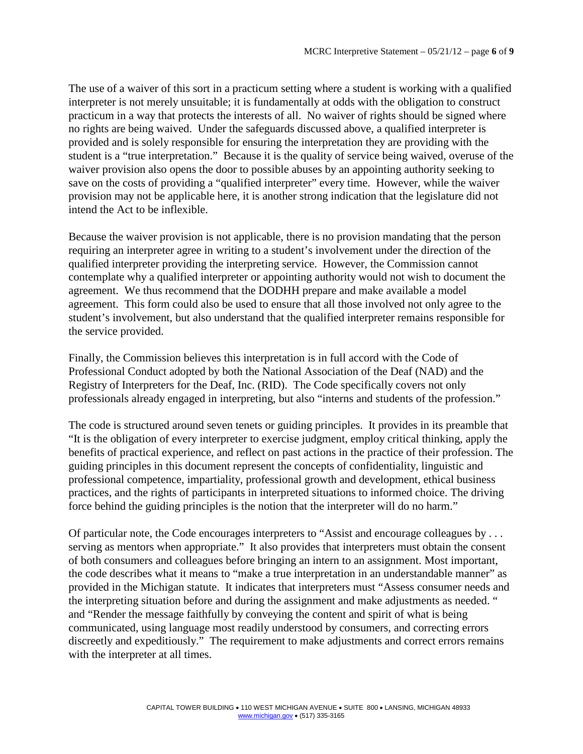The use of a waiver of this sort in a practicum setting where a student is working with a qualified interpreter is not merely unsuitable; it is fundamentally at odds with the obligation to construct practicum in a way that protects the interests of all. No waiver of rights should be signed where no rights are being waived. Under the safeguards discussed above, a qualified interpreter is provided and is solely responsible for ensuring the interpretation they are providing with the student is a "true interpretation." Because it is the quality of service being waived, overuse of the waiver provision also opens the door to possible abuses by an appointing authority seeking to save on the costs of providing a "qualified interpreter" every time. However, while the waiver provision may not be applicable here, it is another strong indication that the legislature did not intend the Act to be inflexible.

Because the waiver provision is not applicable, there is no provision mandating that the person requiring an interpreter agree in writing to a student's involvement under the direction of the qualified interpreter providing the interpreting service. However, the Commission cannot contemplate why a qualified interpreter or appointing authority would not wish to document the agreement. We thus recommend that the DODHH prepare and make available a model agreement. This form could also be used to ensure that all those involved not only agree to the student's involvement, but also understand that the qualified interpreter remains responsible for the service provided.

Finally, the Commission believes this interpretation is in full accord with the Code of Professional Conduct adopted by both the National Association of the Deaf (NAD) and the Registry of Interpreters for the Deaf, Inc. (RID). The Code specifically covers not only professionals already engaged in interpreting, but also "interns and students of the profession."

The code is structured around seven tenets or guiding principles. It provides in its preamble that "It is the obligation of every interpreter to exercise judgment, employ critical thinking, apply the benefits of practical experience, and reflect on past actions in the practice of their profession. The guiding principles in this document represent the concepts of confidentiality, linguistic and professional competence, impartiality, professional growth and development, ethical business practices, and the rights of participants in interpreted situations to informed choice. The driving force behind the guiding principles is the notion that the interpreter will do no harm."

Of particular note, the Code encourages interpreters to "Assist and encourage colleagues by . . . serving as mentors when appropriate." It also provides that interpreters must obtain the consent of both consumers and colleagues before bringing an intern to an assignment. Most important, the code describes what it means to "make a true interpretation in an understandable manner" as provided in the Michigan statute. It indicates that interpreters must "Assess consumer needs and the interpreting situation before and during the assignment and make adjustments as needed. " and "Render the message faithfully by conveying the content and spirit of what is being communicated, using language most readily understood by consumers, and correcting errors discreetly and expeditiously." The requirement to make adjustments and correct errors remains with the interpreter at all times.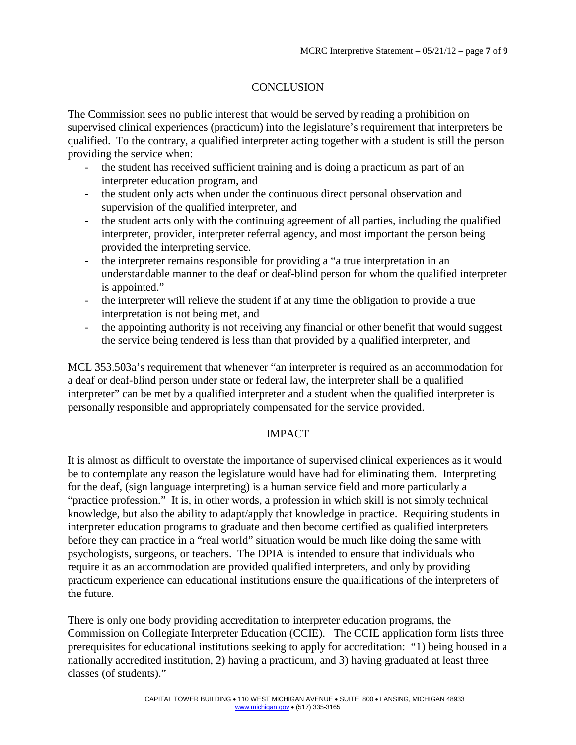## CONCLUSION

The Commission sees no public interest that would be served by reading a prohibition on supervised clinical experiences (practicum) into the legislature's requirement that interpreters be qualified. To the contrary, a qualified interpreter acting together with a student is still the person providing the service when:

- the student has received sufficient training and is doing a practicum as part of an interpreter education program, and
- the student only acts when under the continuous direct personal observation and supervision of the qualified interpreter, and
- the student acts only with the continuing agreement of all parties, including the qualified interpreter, provider, interpreter referral agency, and most important the person being provided the interpreting service.
- the interpreter remains responsible for providing a "a true interpretation in an understandable manner to the deaf or deaf-blind person for whom the qualified interpreter is appointed."
- the interpreter will relieve the student if at any time the obligation to provide a true interpretation is not being met, and
- the appointing authority is not receiving any financial or other benefit that would suggest the service being tendered is less than that provided by a qualified interpreter, and

MCL 353.503a's requirement that whenever "an interpreter is required as an accommodation for a deaf or deaf-blind person under state or federal law, the interpreter shall be a qualified interpreter" can be met by a qualified interpreter and a student when the qualified interpreter is personally responsible and appropriately compensated for the service provided.

## IMPACT

It is almost as difficult to overstate the importance of supervised clinical experiences as it would be to contemplate any reason the legislature would have had for eliminating them. Interpreting for the deaf, (sign language interpreting) is a human service field and more particularly a "practice profession." It is, in other words, a profession in which skill is not simply technical knowledge, but also the ability to adapt/apply that knowledge in practice. Requiring students in interpreter education programs to graduate and then become certified as qualified interpreters before they can practice in a "real world" situation would be much like doing the same with psychologists, surgeons, or teachers. The DPIA is intended to ensure that individuals who require it as an accommodation are provided qualified interpreters, and only by providing practicum experience can educational institutions ensure the qualifications of the interpreters of the future.

There is only one body providing accreditation to interpreter education programs, the Commission on Collegiate Interpreter Education (CCIE). The CCIE application form lists three prerequisites for educational institutions seeking to apply for accreditation: "1) being housed in a nationally accredited institution, 2) having a practicum, and 3) having graduated at least three classes (of students)."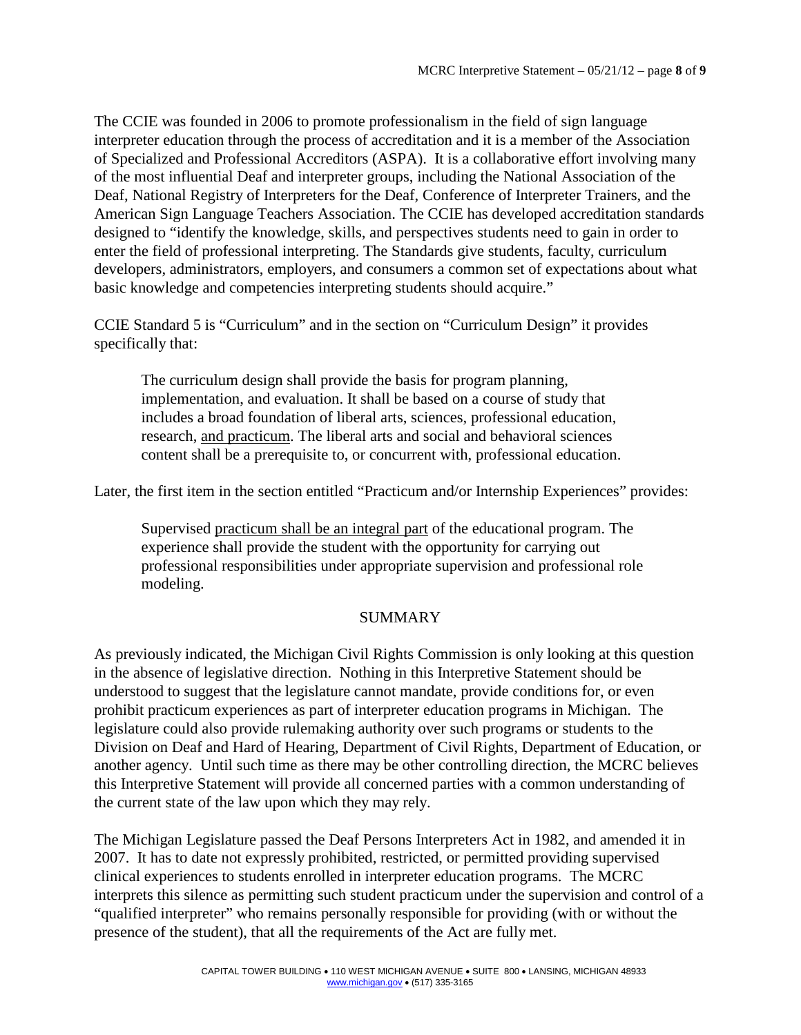The CCIE was founded in 2006 to promote professionalism in the field of sign language interpreter education through the process of accreditation and it is a member of the Association of Specialized and Professional Accreditors (ASPA). It is a collaborative effort involving many of the most influential Deaf and interpreter groups, including the National Association of the Deaf, National Registry of Interpreters for the Deaf, Conference of Interpreter Trainers, and the American Sign Language Teachers Association. The CCIE has developed accreditation standards designed to "identify the knowledge, skills, and perspectives students need to gain in order to enter the field of professional interpreting. The Standards give students, faculty, curriculum developers, administrators, employers, and consumers a common set of expectations about what basic knowledge and competencies interpreting students should acquire."

CCIE Standard 5 is "Curriculum" and in the section on "Curriculum Design" it provides specifically that:

> The curriculum design shall provide the basis for program planning, implementation, and evaluation. It shall be based on a course of study that includes a broad foundation of liberal arts, sciences, professional education, research, <u>and practicum</u>. The liberal arts and social and behavioral sciences content shall be a prerequisite to, or concurrent with, professional education.

Later, the first item in the section entitled "Practicum and/or Internship Experiences" provides:

> Supervised <u>practicum shall be an integral part</u> of the educational program. The experience shall provide the student with the opportunity for carrying out professional responsibilities under appropriate supervision and professional role modeling.

## SUMMARY

As previously indicated, the Michigan Civil Rights Commission is only looking at this question in the absence of legislative direction. Nothing in this Interpretive Statement should be understood to suggest that the legislature cannot mandate, provide conditions for, or even prohibit practicum experiences as part of interpreter education programs in Michigan. The legislature could also provide rulemaking authority over such programs or students to the Division on Deaf and Hard of Hearing, Department of Civil Rights, Department of Education, or another agency. Until such time as there may be other controlling direction, the MCRC believes this Interpretive Statement will provide all concerned parties with a common understanding of the current state of the law upon which they may rely.

The Michigan Legislature passed the Deaf Persons Interpreters Act in 1982, and amended it in 2007. It has to date not expressly prohibited, restricted, or permitted providing supervised clinical experiences to students enrolled in interpreter education programs. The MCRC interprets this silence as permitting such student practicum under the supervision and control of a "qualified interpreter" who remains personally responsible for providing (with or without the presence of the student), that all the requirements of the Act are fully met.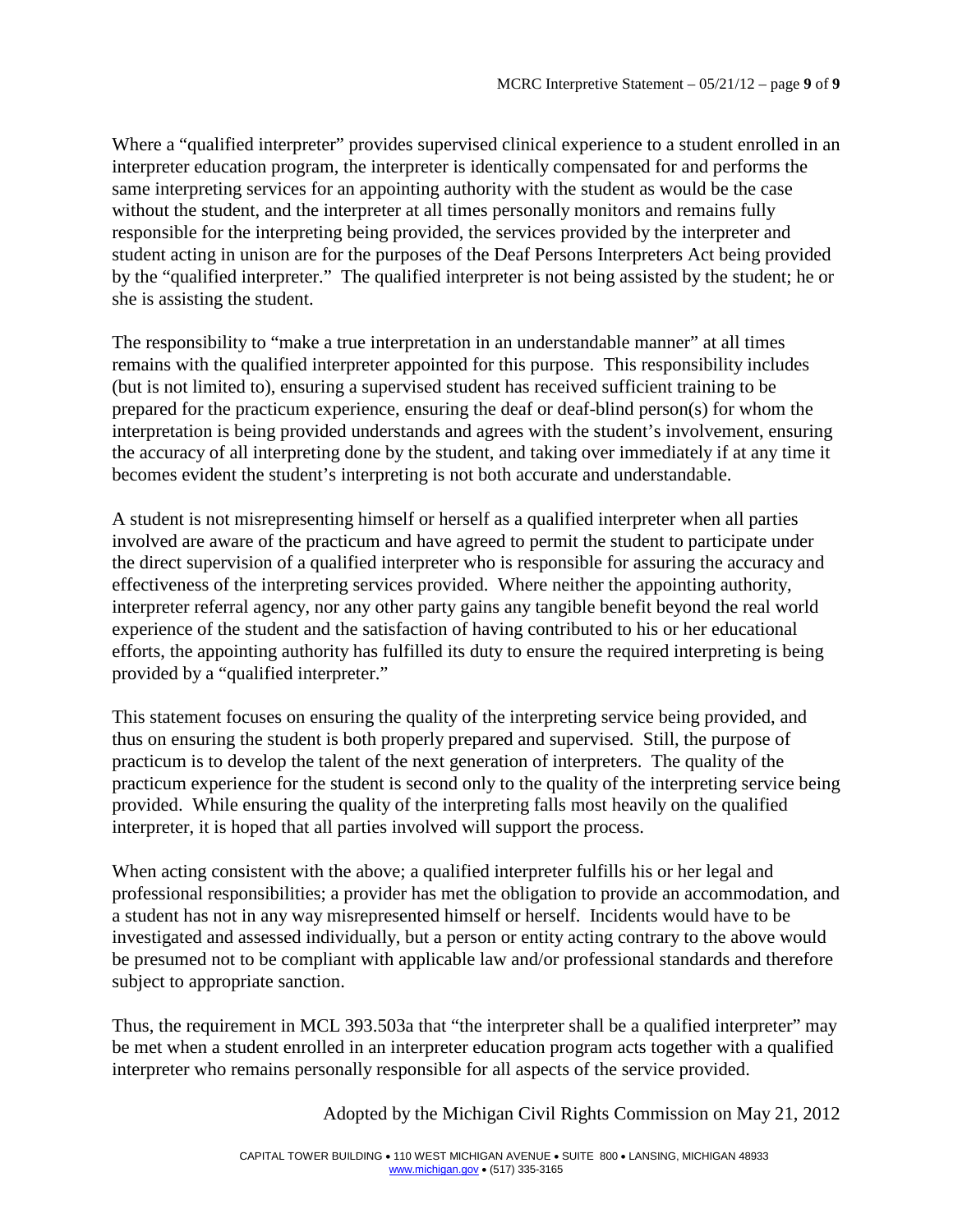Where a "qualified interpreter" provides supervised clinical experience to a student enrolled in an interpreter education program, the interpreter is identically compensated for and performs the same interpreting services for an appointing authority with the student as would be the case without the student, and the interpreter at all times personally monitors and remains fully responsible for the interpreting being provided, the services provided by the interpreter and student acting in unison are for the purposes of the Deaf Persons Interpreters Act being provided by the "qualified interpreter." The qualified interpreter is not being assisted by the student; he or she is assisting the student.

The responsibility to "make a true interpretation in an understandable manner" at all times remains with the qualified interpreter appointed for this purpose. This responsibility includes (but is not limited to), ensuring a supervised student has received sufficient training to be prepared for the practicum experience, ensuring the deaf or deaf-blind person(s) for whom the interpretation is being provided understands and agrees with the student's involvement, ensuring the accuracy of all interpreting done by the student, and taking over immediately if at any time it becomes evident the student's interpreting is not both accurate and understandable.

A student is not misrepresenting himself or herself as a qualified interpreter when all parties involved are aware of the practicum and have agreed to permit the student to participate under the direct supervision of a qualified interpreter who is responsible for assuring the accuracy and effectiveness of the interpreting services provided. Where neither the appointing authority, interpreter referral agency, nor any other party gains any tangible benefit beyond the real world experience of the student and the satisfaction of having contributed to his or her educational efforts, the appointing authority has fulfilled its duty to ensure the required interpreting is being provided by a "qualified interpreter."

This statement focuses on ensuring the quality of the interpreting service being provided, and thus on ensuring the student is both properly prepared and supervised. Still, the purpose of practicum is to develop the talent of the next generation of interpreters. The quality of the practicum experience for the student is second only to the quality of the interpreting service being provided. While ensuring the quality of the interpreting falls most heavily on the qualified interpreter, it is hoped that all parties involved will support the process.

When acting consistent with the above; a qualified interpreter fulfills his or her legal and professional responsibilities; a provider has met the obligation to provide an accommodation, and a student has not in any way misrepresented himself or herself. Incidents would have to be investigated and assessed individually, but a person or entity acting contrary to the above would be presumed not to be compliant with applicable law and/or professional standards and therefore subject to appropriate sanction.

Thus, the requirement in MCL 393.503a that "the interpreter shall be a qualified interpreter" may be met when a student enrolled in an interpreter education program acts together with a qualified interpreter who remains personally responsible for all aspects of the service provided.

Adopted by the Michigan Civil Rights Commission on May 21, 2012